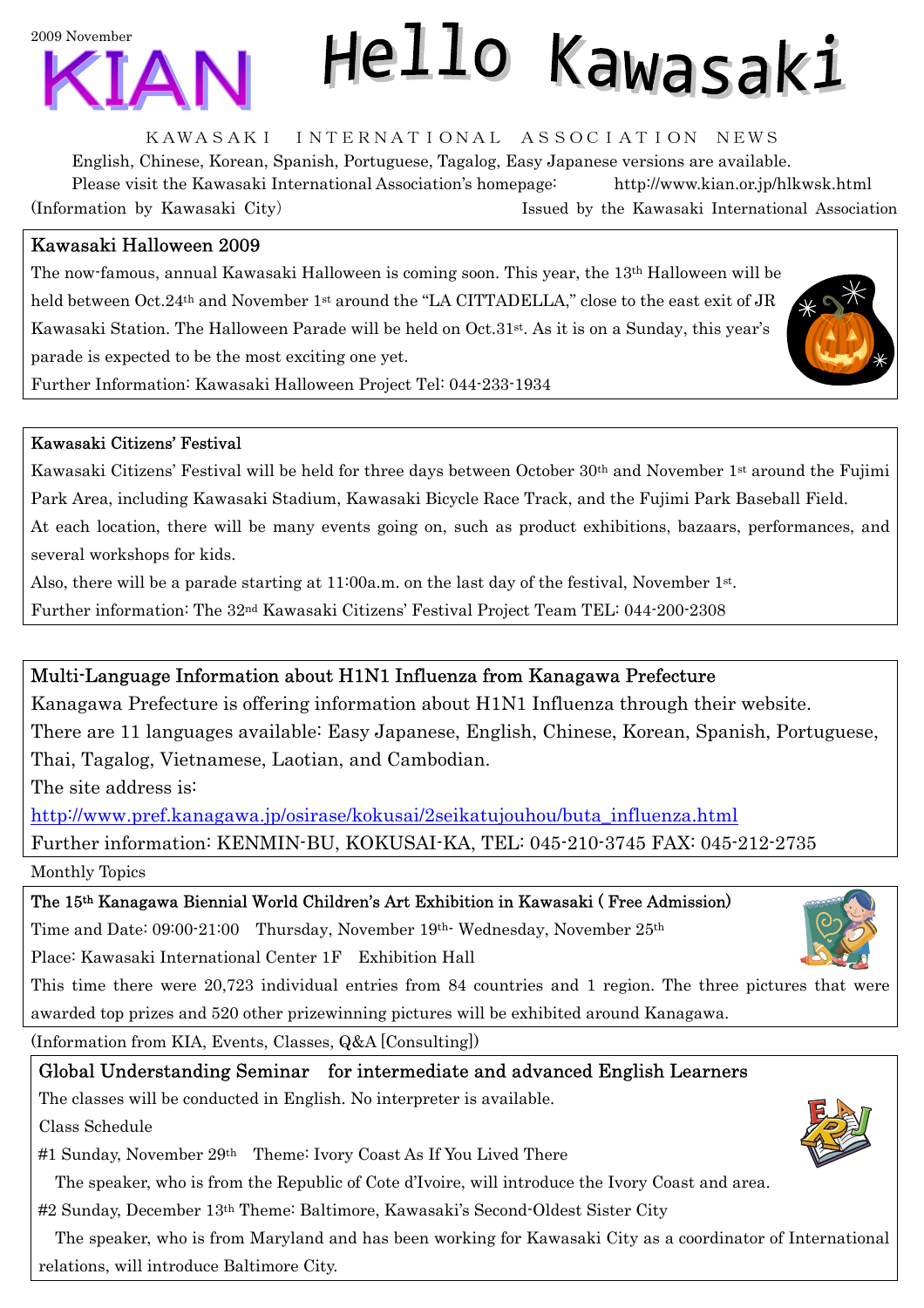2009 November

# KIAN Hello Kawasaki

KAWASAKI INTERNATIONAL ASSOCIATION NEWS

English, Chinese, Korean, Spanish, Portuguese, Tagalog, Easy Japanese versions are available.

Please visit the Kawasaki International Association's homepage: http://www.kian.or.jp/hlkwsk.html

(Information by Kawasaki City) Issued by the Kawasaki International Association

## Kawasaki Halloween 2009

The now-famous, annual Kawasaki Halloween is coming soon. This year, the 13th Halloween will be held between Oct.24th and November 1st around the "LA CITTADELLA," close to the east exit of JR Kawasaki Station. The Halloween Parade will be held on Oct.31st. As it is on a Sunday, this year's parade is expected to be the most exciting one yet.

Further Information: Kawasaki Halloween Project Tel: 044-233-1934

## Kawasaki Citizens' Festival

Kawasaki Citizens' Festival will be held for three days between October 30th and November 1st around the Fujimi Park Area, including Kawasaki Stadium, Kawasaki Bicycle Race Track, and the Fujimi Park Baseball Field.

At each location, there will be many events going on, such as product exhibitions, bazaars, performances, and several workshops for kids.

Also, there will be a parade starting at 11:00a.m. on the last day of the festival, November 1st.

Further information: The 32nd Kawasaki Citizens' Festival Project Team TEL: 044-200-2308

## Multi-Language Information about H1N1 Influenza from Kanagawa Prefecture

Kanagawa Prefecture is offering information about H1N1 Influenza through their website.

There are 11 languages available: Easy Japanese, English, Chinese, Korean, Spanish, Portuguese, Thai, Tagalog, Vietnamese, Laotian, and Cambodian.

The site address is:

http://www.pref.kanagawa.jp/osirase/kokusai/2seikatujouhou/buta_influenza.html

Further information: KENMIN-BU, KOKUSAI-KA, TEL: 045-210-3745 FAX: 045-212-2735

Monthly Topics

## The 15th Kanagawa Biennial World Children's Art Exhibition in Kawasaki ( Free Admission)

Time and Date: 09:00-21:00 Thursday, November 19th- Wednesday, November 25th

Place: Kawasaki International Center 1F Exhibition Hall

This time there were 20,723 individual entries from 84 countries and 1 region. The three pictures that were awarded top prizes and 520 other prizewinning pictures will be exhibited around Kanagawa.

(Information from KIA, Events, Classes, Q&A [Consulting])

## Global Understanding Seminar for intermediate and advanced English Learners

The classes will be conducted in English. No interpreter is available.

Class Schedule

#1 Sunday, November 29th Theme: Ivory Coast As If You Lived There

The speaker, who is from the Republic of Cote d'Ivoire, will introduce the Ivory Coast and area.

#2 Sunday, December 13th Theme: Baltimore, Kawasaki's Second-Oldest Sister City

The speaker, who is from Maryland and has been working for Kawasaki City as a coordinator of International relations, will introduce Baltimore City.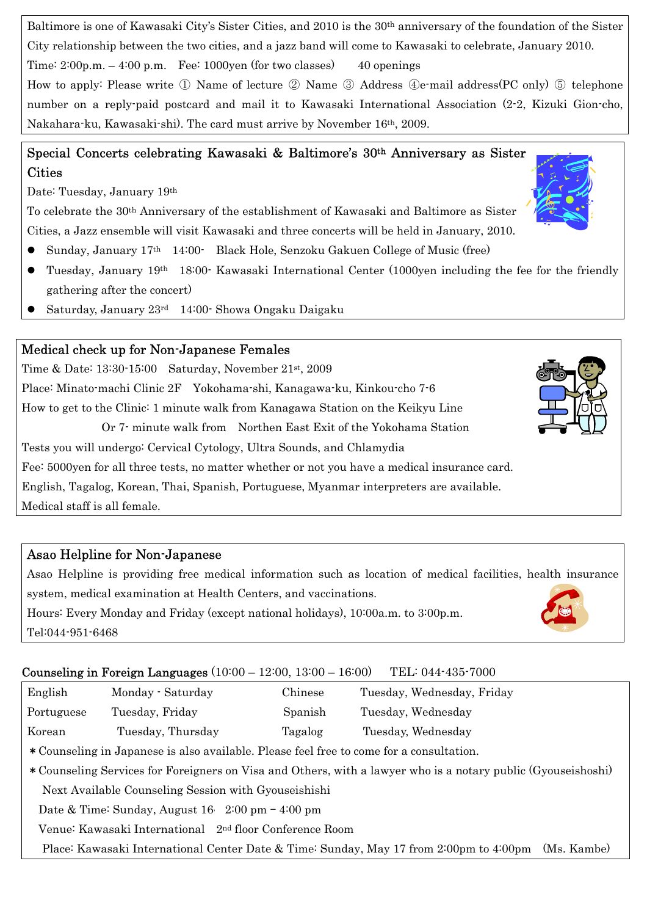Baltimore is one of Kawasaki City's Sister Cities, and 2010 is the 30th anniversary of the foundation of the Sister City relationship between the two cities, and a jazz band will come to Kawasaki to celebrate, January 2010.

Time: 2:00p.m. – 4:00 p.m.　Fee: 1000yen (for two classes)　　40 openings

How to apply: Please write ① Name of lecture ② Name ③ Address ④e-mail address(PC only) ⑤ telephone number on a reply-paid postcard and mail it to Kawasaki International Association (2-2, Kizuki Gion-cho, Nakahara-ku, Kawasaki-shi). The card must arrive by November 16th, 2009.

## Special Concerts celebrating Kawasaki & Baltimore's 30th Anniversary as Sister Cities

Date: Tuesday, January 19th

To celebrate the 30th Anniversary of the establishment of Kawasaki and Baltimore as Sister Cities, a Jazz ensemble will visit Kawasaki and three concerts will be held in January, 2010.

- Sunday, January 17th　14:00-　Black Hole, Senzoku Gakuen College of Music (free)
- Tuesday, January 19th　18:00- Kawasaki International Center (1000yen including the fee for the friendly gathering after the concert)
- Saturday, January 23rd　14:00- Showa Ongaku Daigaku

## Medical check up for Non-Japanese Females

Time & Date: 13:30-15:00　Saturday, November 21st, 2009

Place: Minato-machi Clinic 2F　Yokohama-shi, Kanagawa-ku, Kinkou-cho 7-6

How to get to the Clinic: 1 minute walk from Kanagawa Station on the Keikyu Line

Or 7- minute walk from　Northen East Exit of the Yokohama Station

Tests you will undergo: Cervical Cytology, Ultra Sounds, and Chlamydia

Fee: 5000yen for all three tests, no matter whether or not you have a medical insurance card.

English, Tagalog, Korean, Thai, Spanish, Portuguese, Myanmar interpreters are available.

Medical staff is all female.

## Asao Helpline for Non-Japanese

Asao Helpline is providing free medical information such as location of medical facilities, health insurance system, medical examination at Health Centers, and vaccinations.

Hours: Every Monday and Friday (except national holidays), 10:00a.m. to 3:00p.m.

Tel:044-951-6468

## Counseling in Foreign Languages (10:00 – 12:00, 13:00 – 16:00)　TEL: 044-435-7000

| | | | |
|---|---|---|---|
| English | Monday - Saturday | Chinese | Tuesday, Wednesday, Friday |
| Portuguese | Tuesday, Friday | Spanish | Tuesday, Wednesday |
| Korean | Tuesday, Thursday | Tagalog | Tuesday, Wednesday |

＊Counseling in Japanese is also available. Please feel free to come for a consultation.

＊Counseling Services for Foreigners on Visa and Others, with a lawyer who is a notary public (Gyouseishoshi)

Next Available Counseling Session with Gyouseishishi

Date & Time: Sunday, August 16.　2:00 pm – 4:00 pm

Venue: Kawasaki International　2nd floor Conference Room

Place: Kawasaki International Center Date & Time: Sunday, May 17 from 2:00pm to 4:00pm　(Ms. Kambe)